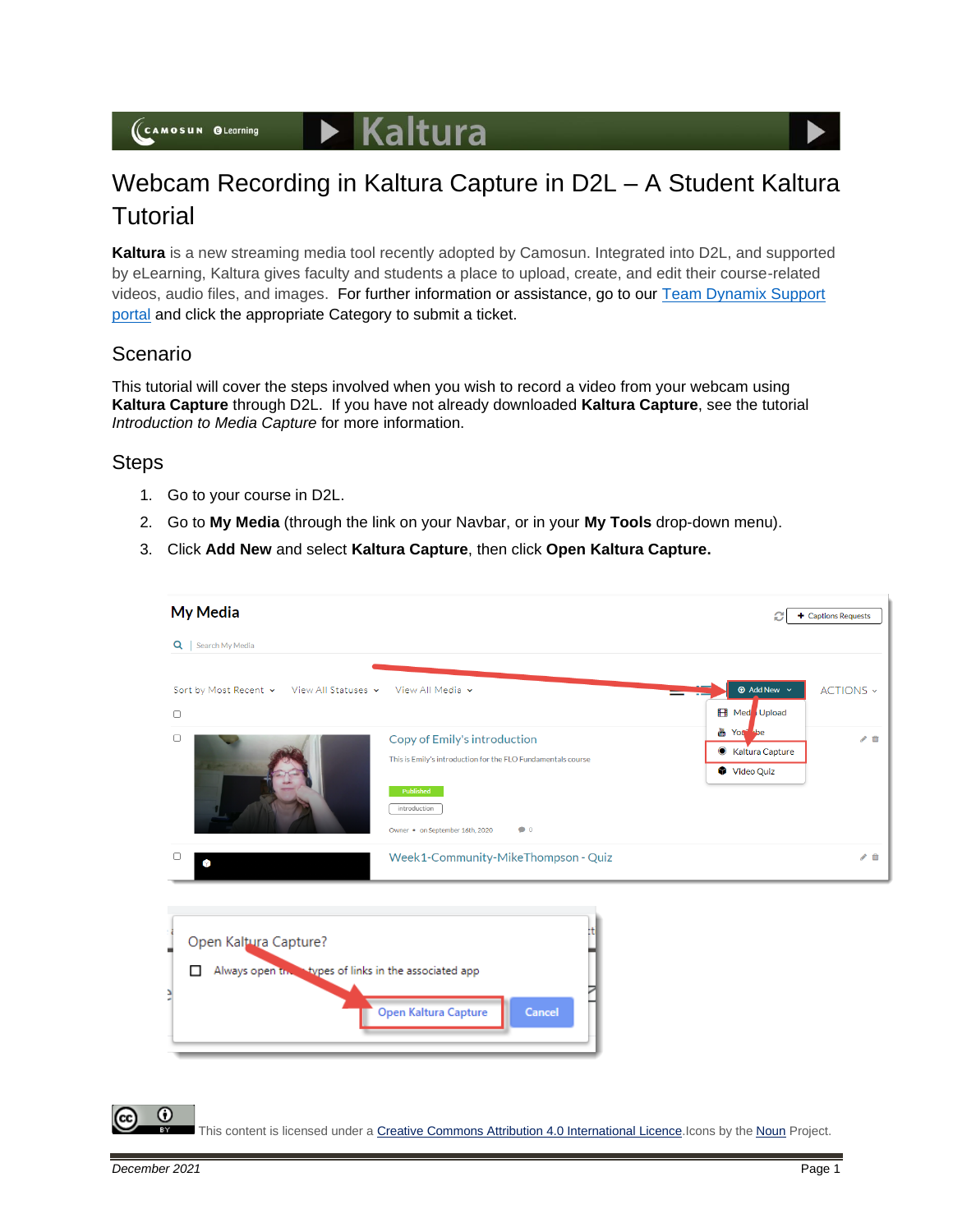# Webcam Recording in Kaltura Capture in D2L – A Student Kaltura Tutorial

**Kaltura** is a new streaming media tool recently adopted by Camosun. Integrated into D2L, and supported by eLearning, Kaltura gives faculty and students a place to upload, create, and edit their course-related videos, audio files, and images. For further information or assistance, go to our Team Dynamix Support portal and click the appropriate Category to submit a ticket.

## Scenario

This tutorial will cover the steps involved when you wish to record a video from your webcam using **Kaltura Capture** through D2L. If you have not already downloaded **Kaltura Capture**, see the tutorial *Introduction to Media Capture* for more information.

## Steps

1. Go to your course in D2L.
2. Go to **My Media** (through the link on your Navbar, or in your **My Tools** drop-down menu).
3. Click **Add New** and select **Kaltura Capture**, then click **Open Kaltura Capture.**

This content is licensed under a Creative Commons Attribution 4.0 International Licence. Icons by the Noun Project.

*December 2021*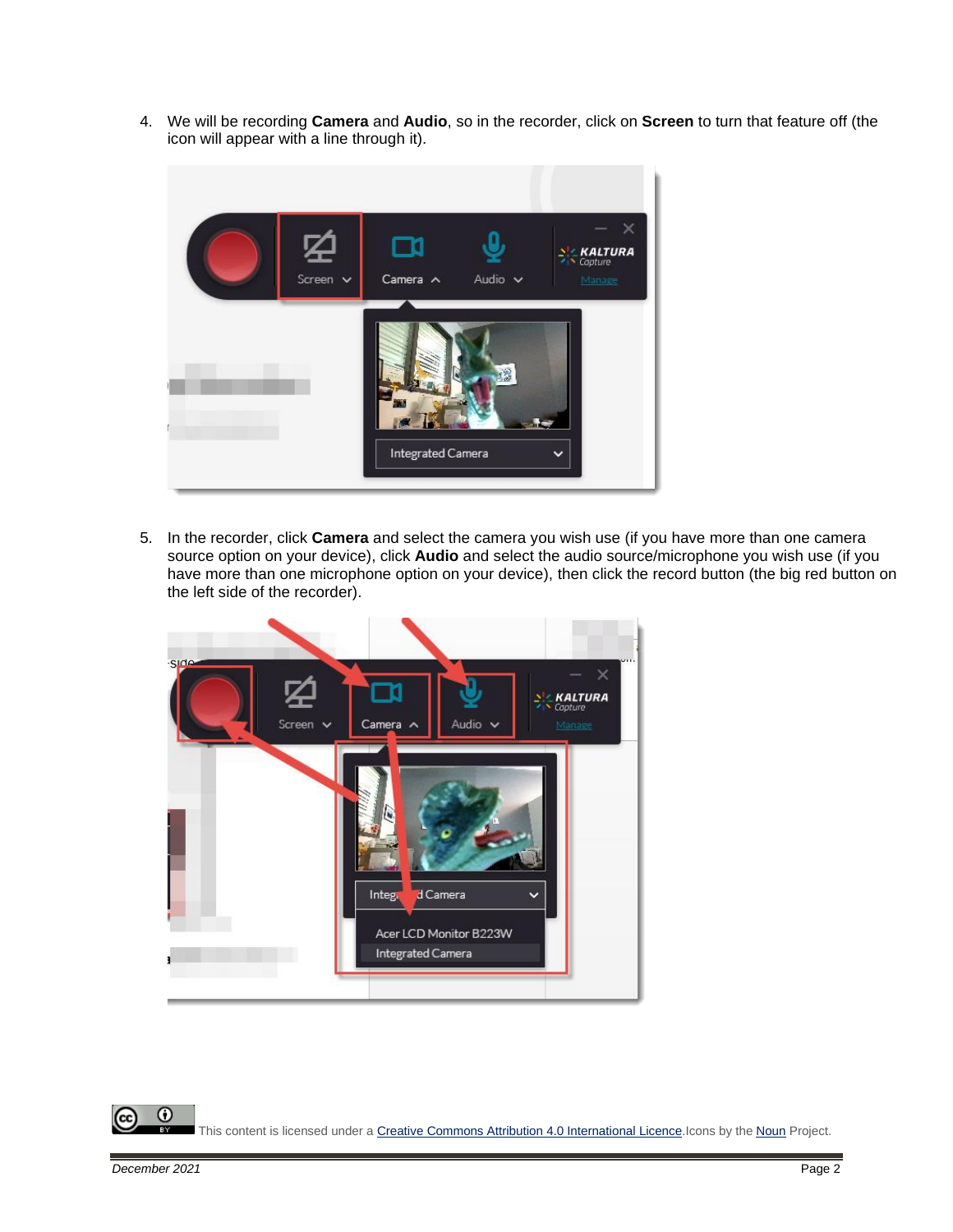4. We will be recording **Camera** and **Audio**, so in the recorder, click on **Screen** to turn that feature off (the icon will appear with a line through it).

5. In the recorder, click **Camera** and select the camera you wish use (if you have more than one camera source option on your device), click **Audio** and select the audio source/microphone you wish use (if you have more than one microphone option on your device), then click the record button (the big red button on the left side of the recorder).

This content is licensed under a Creative Commons Attribution 4.0 International Licence. Icons by the Noun Project.

December 2021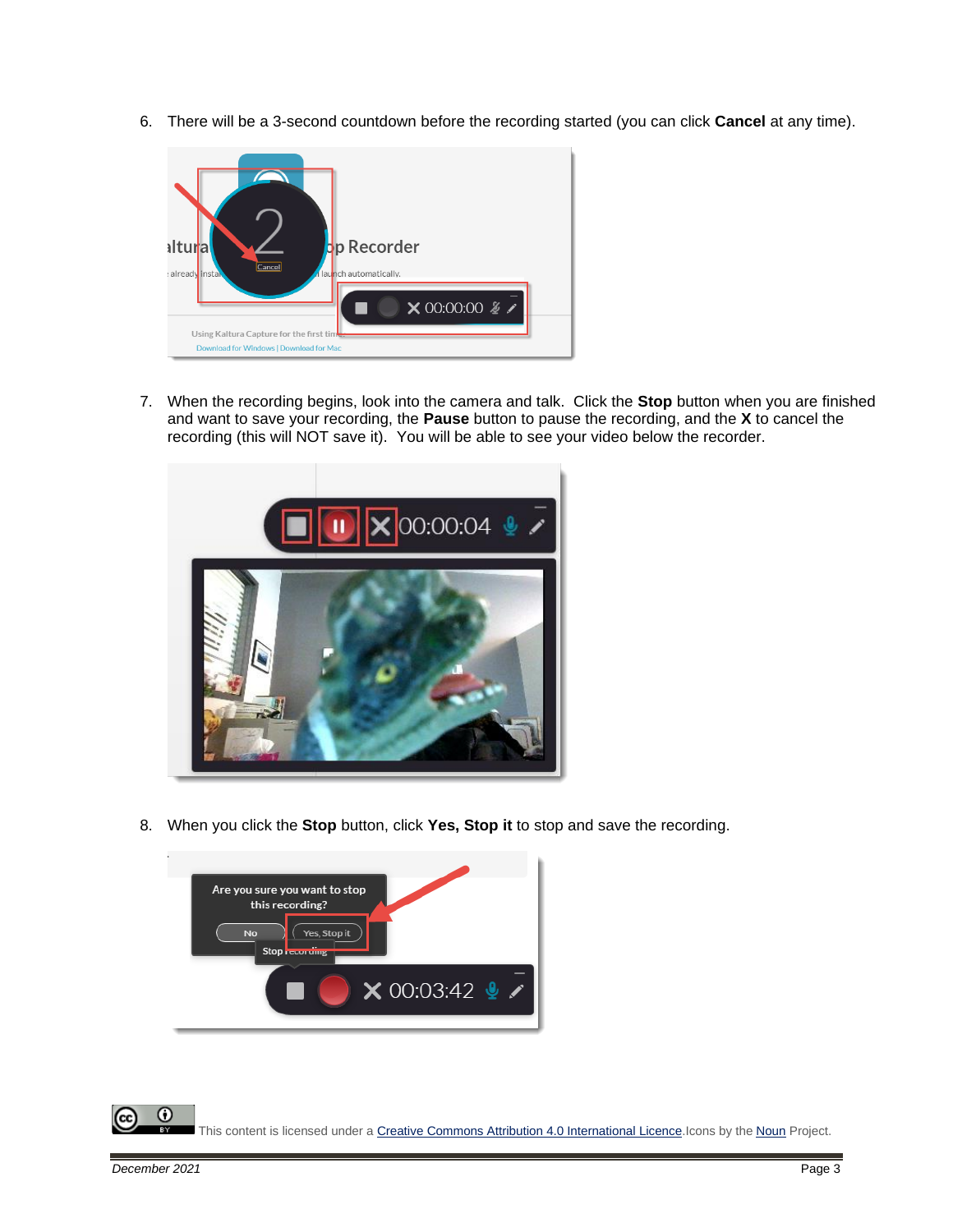6. There will be a 3-second countdown before the recording started (you can click **Cancel** at any time).

7. When the recording begins, look into the camera and talk. Click the **Stop** button when you are finished and want to save your recording, the **Pause** button to pause the recording, and the **X** to cancel the recording (this will NOT save it). You will be able to see your video below the recorder.

8. When you click the **Stop** button, click **Yes, Stop it** to stop and save the recording.

This content is licensed under a Creative Commons Attribution 4.0 International Licence. Icons by the Noun Project.

*December 2021*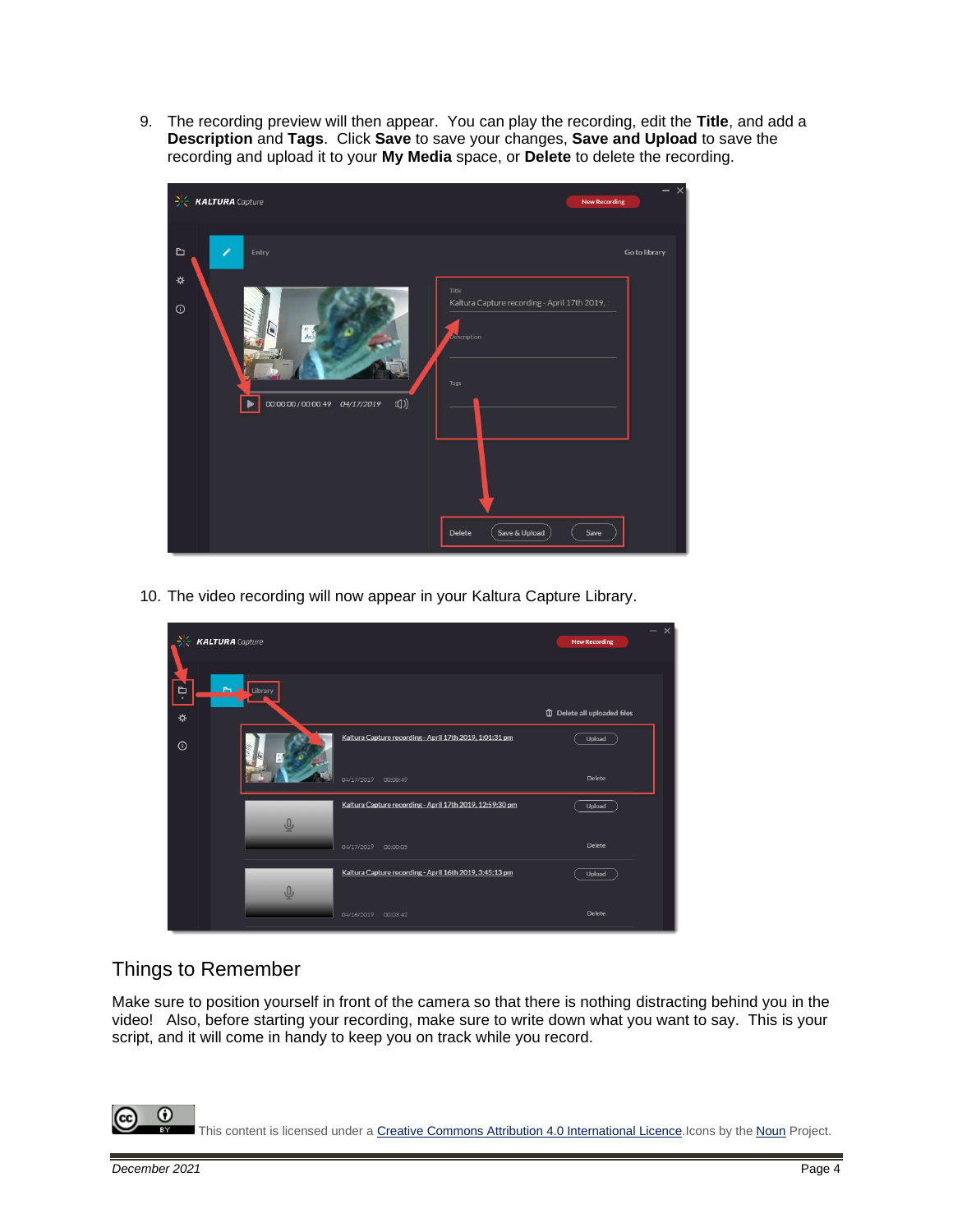9. The recording preview will then appear. You can play the recording, edit the **Title**, and add a **Description** and **Tags**. Click **Save** to save your changes, **Save and Upload** to save the recording and upload it to your **My Media** space, or **Delete** to delete the recording.

10. The video recording will now appear in your Kaltura Capture Library.

## Things to Remember

Make sure to position yourself in front of the camera so that there is nothing distracting behind you in the video! Also, before starting your recording, make sure to write down what you want to say. This is your script, and it will come in handy to keep you on track while you record.

This content is licensed under a Creative Commons Attribution 4.0 International Licence. Icons by the Noun Project.

*December 2021*